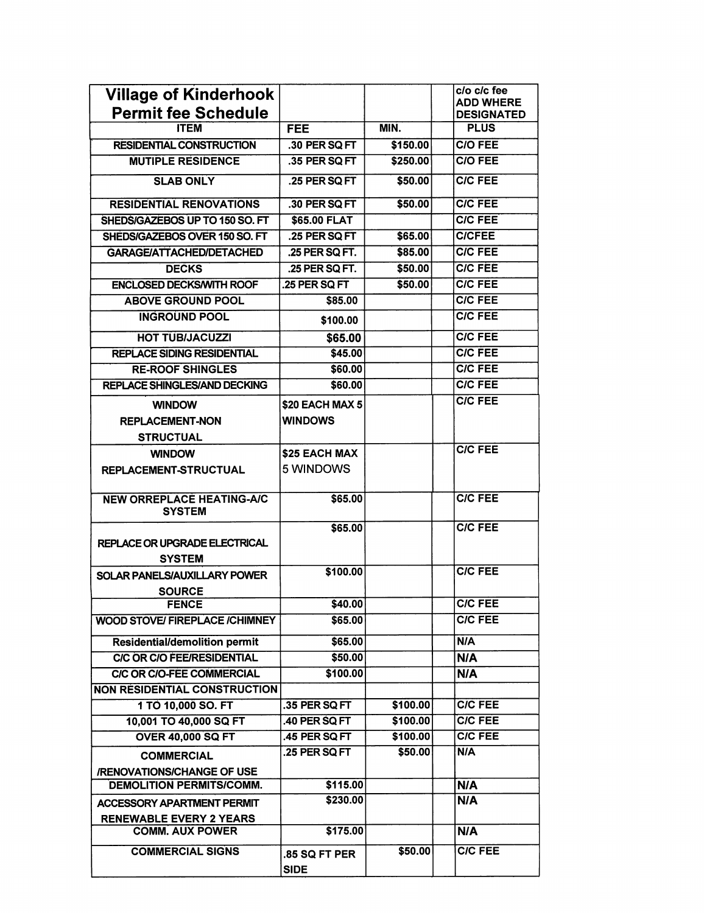| Village of Kinderhook Permit fee Schedule | | | | c/o c/c fee ADD WHERE DESIGNATED |
|---|---|---|---|---|
| ITEM | FEE | MIN. | | PLUS |
| RESIDENTIAL CONSTRUCTION | .30 PER SQ FT | $150.00 | | C/O FEE |
| MUTIPLE RESIDENCE | .35 PER SQ FT | $250.00 | | C/O FEE |
| SLAB ONLY | .25 PER SQ FT | $50.00 | | C/C FEE |
| RESIDENTIAL RENOVATIONS | .30 PER SQ FT | $50.00 | | C/C FEE |
| SHEDS/GAZEBOS UP TO 150 SQ. FT | $65.00 FLAT | | | C/C FEE |
| SHEDS/GAZEBOS OVER 150 SQ. FT | .25 PER SQ FT | $65.00 | | C/CFEE |
| GARAGE/ATTACHED/DETACHED | .25 PER SQ FT. | $85.00 | | C/C FEE |
| DECKS | .25 PER SQ FT. | $50.00 | | C/C FEE |
| ENCLOSED DECKS/WITH ROOF | .25 PER SQ FT | $50.00 | | C/C FEE |
| ABOVE GROUND POOL | $85.00 | | | C/C FEE |
| INGROUND POOL | $100.00 | | | C/C FEE |
| HOT TUB/JACUZZI | $65.00 | | | C/C FEE |
| REPLACE SIDING RESIDENTIAL | $45.00 | | | C/C FEE |
| RE-ROOF SHINGLES | $60.00 | | | C/C FEE |
| REPLACE SHINGLES/AND DECKING | $60.00 | | | C/C FEE |
| WINDOW REPLACEMENT-NON STRUCTUAL | $20 EACH MAX 5 WINDOWS | | | C/C FEE |
| WINDOW REPLACEMENT-STRUCTUAL | $25 EACH MAX 5 WINDOWS | | | C/C FEE |
| NEW ORREPLACE HEATING-A/C SYSTEM | $65.00 | | | C/C FEE |
| REPLACE OR UPGRADE ELECTRICAL SYSTEM | $65.00 | | | C/C FEE |
| SOLAR PANELS/AUXILLARY POWER SOURCE | $100.00 | | | C/C FEE |
| FENCE | $40.00 | | | C/C FEE |
| WOOD STOVE/ FIREPLACE /CHIMNEY | $65.00 | | | C/C FEE |
| Residential/demolition permit | $65.00 | | | N/A |
| C/C OR C/O FEE/RESIDENTIAL | $50.00 | | | N/A |
| C/C OR C/O-FEE COMMERCIAL | $100.00 | | | N/A |
| NON RESIDENTIAL CONSTRUCTION | | | | |
| 1 TO 10,000 SQ. FT | .35 PER SQ FT | $100.00 | | C/C FEE |
| 10,001 TO 40,000 SQ FT | .40 PER SQ FT | $100.00 | | C/C FEE |
| OVER 40,000 SQ FT | .45 PER SQ FT | $100.00 | | C/C FEE |
| COMMERCIAL /RENOVATIONS/CHANGE OF USE | .25 PER SQ FT | $50.00 | | N/A |
| DEMOLITION PERMITS/COMM. | $115.00 | | | N/A |
| ACCESSORY APARTMENT PERMIT RENEWABLE EVERY 2 YEARS | $230.00 | | | N/A |
| COMM. AUX POWER | $175.00 | | | N/A |
| COMMERCIAL SIGNS | .85 SQ FT PER SIDE | $50.00 | | C/C FEE |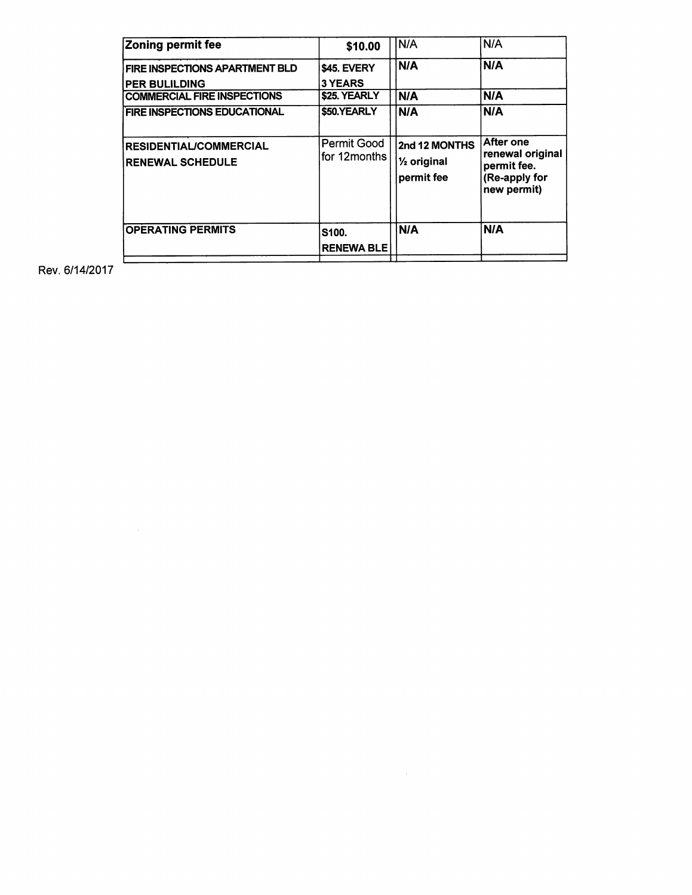| | | | |
|---|---|---|---|
| **Zoning permit fee** | **$10.00** | N/A | N/A |
| **FIRE INSPECTIONS APARTMENT BLD PER BULILDING** | **$45. EVERY 3 YEARS** | **N/A** | **N/A** |
| **COMMERCIAL FIRE INSPECTIONS** | **$25. YEARLY** | **N/A** | **N/A** |
| **FIRE INSPECTIONS EDUCATIONAL** | **$50.YEARLY** | **N/A** | **N/A** |
| **RESIDENTIAL/COMMERCIAL RENEWAL SCHEDULE** | Permit Good for 12months | **2nd 12 MONTHS ½ original permit fee** | **After one renewal original permit fee. (Re-apply for new permit)** |
| **OPERATING PERMITS** | **S100. RENEWA BLE** | **N/A** | **N/A** |

Rev. 6/14/2017